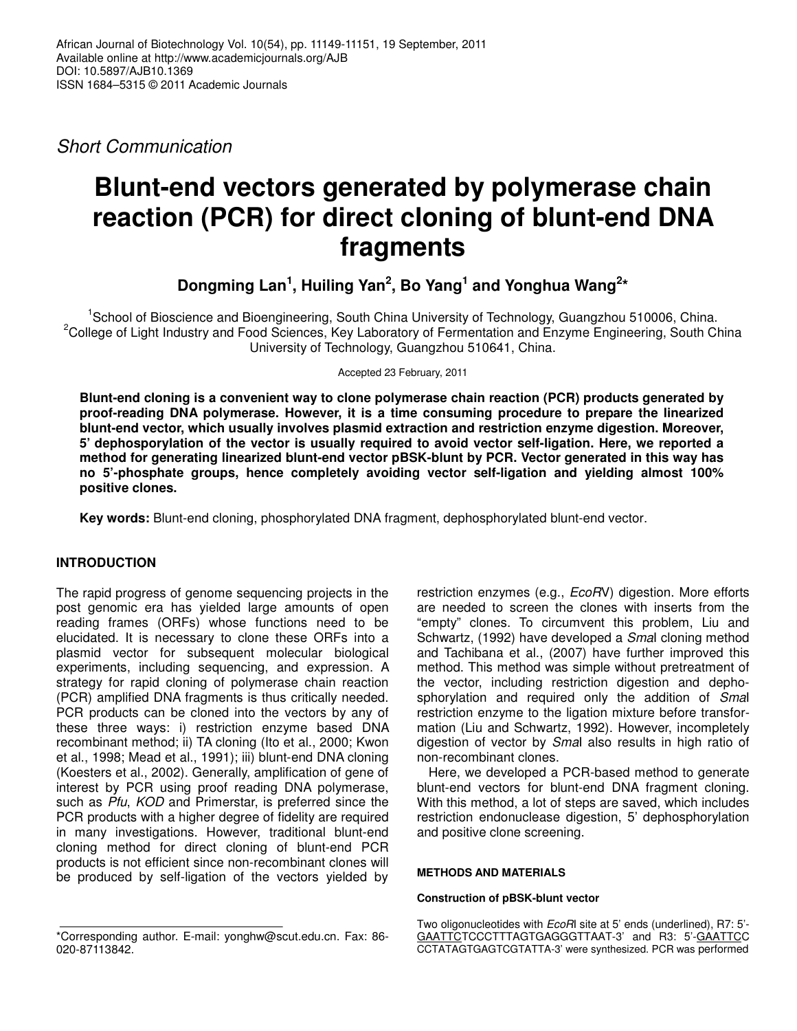*Short Communication*

# Blunt-end vectors generated by polymerase chain reaction (PCR) for direct cloning of blunt-end DNA fragments

**Dongming Lan[1], Huiling Yan[2], Bo Yang[1] and Yonghua Wang[2]***

[1]School of Bioscience and Bioengineering, South China University of Technology, Guangzhou 510006, China.
[2]College of Light Industry and Food Sciences, Key Laboratory of Fermentation and Enzyme Engineering, South China University of Technology, Guangzhou 510641, China.

Accepted 23 February, 2011

**Blunt-end cloning is a convenient way to clone polymerase chain reaction (PCR) products generated by proof-reading DNA polymerase. However, it is a time consuming procedure to prepare the linearized blunt-end vector, which usually involves plasmid extraction and restriction enzyme digestion. Moreover, 5' dephosporylation of the vector is usually required to avoid vector self-ligation. Here, we reported a method for generating linearized blunt-end vector pBSK-blunt by PCR. Vector generated in this way has no 5'-phosphate groups, hence completely avoiding vector self-ligation and yielding almost 100% positive clones.**

**Key words:** Blunt-end cloning, phosphorylated DNA fragment, dephosphorylated blunt-end vector.

## INTRODUCTION

The rapid progress of genome sequencing projects in the post genomic era has yielded large amounts of open reading frames (ORFs) whose functions need to be elucidated. It is necessary to clone these ORFs into a plasmid vector for subsequent molecular biological experiments, including sequencing, and expression. A strategy for rapid cloning of polymerase chain reaction (PCR) amplified DNA fragments is thus critically needed. PCR products can be cloned into the vectors by any of these three ways: i) restriction enzyme based DNA recombinant method; ii) TA cloning (Ito et al., 2000; Kwon et al., 1998; Mead et al., 1991); iii) blunt-end DNA cloning (Koesters et al., 2002). Generally, amplification of gene of interest by PCR using proof reading DNA polymerase, such as *Pfu*, *KOD* and Primerstar, is preferred since the PCR products with a higher degree of fidelity are required in many investigations. However, traditional blunt-end cloning method for direct cloning of blunt-end PCR products is not efficient since non-recombinant clones will be produced by self-ligation of the vectors yielded by restriction enzymes (e.g., *Eco*RV) digestion. More efforts are needed to screen the clones with inserts from the "empty" clones. To circumvent this problem, Liu and Schwartz, (1992) have developed a *Sma*I cloning method and Tachibana et al., (2007) have further improved this method. This method was simple without pretreatment of the vector, including restriction digestion and dephosphorylation and required only the addition of *Sma*I restriction enzyme to the ligation mixture before transformation (Liu and Schwartz, 1992). However, incompletely digestion of vector by *Sma*I also results in high ratio of non-recombinant clones.

Here, we developed a PCR-based method to generate blunt-end vectors for blunt-end DNA fragment cloning. With this method, a lot of steps are saved, which includes restriction endonuclease digestion, 5' dephosphorylation and positive clone screening.

## METHODS AND MATERIALS

### Construction of pBSK-blunt vector

Two oligonucleotides with *Eco*RI site at 5' ends (underlined), R7: 5'-<u>GAATTC</u>TCCCTTTAGTGAGGGTTAAT-3' and R3: 5'-<u>GAATTC</u>CCCTATAGTGAGTCGTATTA-3' were synthesized. PCR was performed

*Corresponding author. E-mail: yonghw@scut.edu.cn. Fax: 86-020-87113842.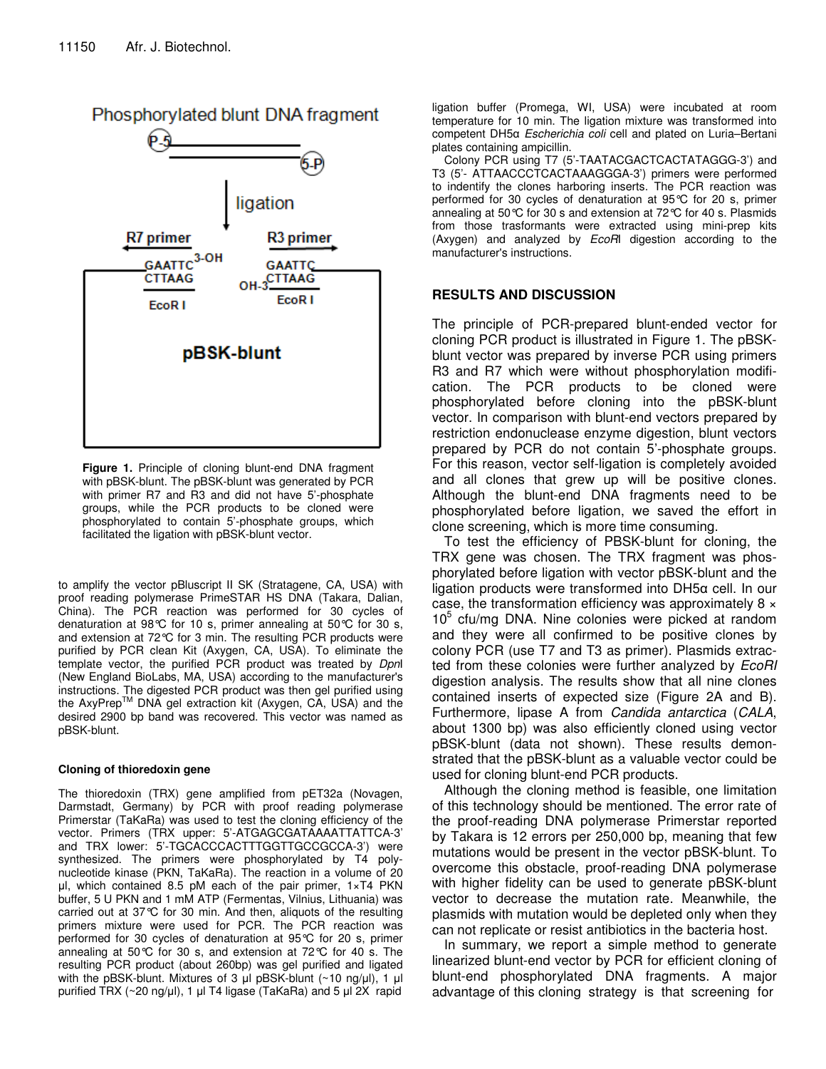**Figure 1.** Principle of cloning blunt-end DNA fragment with pBSK-blunt. The pBSK-blunt was generated by PCR with primer R7 and R3 and did not have 5'-phosphate groups, while the PCR products to be cloned were phosphorylated to contain 5'-phosphate groups, which facilitated the ligation with pBSK-blunt vector.

to amplify the vector pBluscript II SK (Stratagene, CA, USA) with proof reading polymerase PrimeSTAR HS DNA (Takara, Dalian, China). The PCR reaction was performed for 30 cycles of denaturation at 98°C for 10 s, primer annealing at 50°C for 30 s, and extension at 72°C for 3 min. The resulting PCR products were purified by PCR clean Kit (Axygen, CA, USA). To eliminate the template vector, the purified PCR product was treated by *Dpn*I (New England BioLabs, MA, USA) according to the manufacturer's instructions. The digested PCR product was then gel purified using the AxyPrep[TM] DNA gel extraction kit (Axygen, CA, USA) and the desired 2900 bp band was recovered. This vector was named as pBSK-blunt.

#### Cloning of thioredoxin gene

The thioredoxin (TRX) gene amplified from pET32a (Novagen, Darmstadt, Germany) by PCR with proof reading polymerase Primerstar (TaKaRa) was used to test the cloning efficiency of the vector. Primers (TRX upper: 5'-ATGAGCGATAAAATTATTCA-3' and TRX lower: 5'-TGCACCCACTTTGGTTGCCGCCA-3') were synthesized. The primers were phosphorylated by T4 polynucleotide kinase (PKN, TaKaRa). The reaction in a volume of 20 µl, which contained 8.5 pM each of the pair primer, 1×T4 PKN buffer, 5 U PKN and 1 mM ATP (Fermentas, Vilnius, Lithuania) was carried out at 37°C for 30 min. And then, aliquots of the resulting primers mixture were used for PCR. The PCR reaction was performed for 30 cycles of denaturation at 95°C for 20 s, primer annealing at 50°C for 30 s, and extension at 72°C for 40 s. The resulting PCR product (about 260bp) was gel purified and ligated with the pBSK-blunt. Mixtures of 3 µl pBSK-blunt (~10 ng/µl), 1 µl purified TRX (~20 ng/µl), 1 µl T4 ligase (TaKaRa) and 5 µl 2X rapid ligation buffer (Promega, WI, USA) were incubated at room temperature for 10 min. The ligation mixture was transformed into competent DH5α *Escherichia coli* cell and plated on Luria–Bertani plates containing ampicillin.

Colony PCR using T7 (5'-TAATACGACTCACTATAGGG-3') and T3 (5'- ATTAACCCTCACTAAAGGGA-3') primers were performed to indentify the clones harboring inserts. The PCR reaction was performed for 30 cycles of denaturation at 95°C for 20 s, primer annealing at 50°C for 30 s and extension at 72°C for 40 s. Plasmids from those trasformants were extracted using mini-prep kits (Axygen) and analyzed by *Eco*RI digestion according to the manufacturer's instructions.

## RESULTS AND DISCUSSION

The principle of PCR-prepared blunt-ended vector for cloning PCR product is illustrated in Figure 1. The pBSK-blunt vector was prepared by inverse PCR using primers R3 and R7 which were without phosphorylation modification. The PCR products to be cloned were phosphorylated before cloning into the pBSK-blunt vector. In comparison with blunt-end vectors prepared by restriction endonuclease enzyme digestion, blunt vectors prepared by PCR do not contain 5'-phosphate groups. For this reason, vector self-ligation is completely avoided and all clones that grew up will be positive clones. Although the blunt-end DNA fragments need to be phosphorylated before ligation, we saved the effort in clone screening, which is more time consuming.

To test the efficiency of PBSK-blunt for cloning, the TRX gene was chosen. The TRX fragment was phosphorylated before ligation with vector pBSK-blunt and the ligation products were transformed into DH5α cell. In our case, the transformation efficiency was approximately 8 × $10^5$ cfu/mg DNA. Nine colonies were picked at random and they were all confirmed to be positive clones by colony PCR (use T7 and T3 as primer). Plasmids extracted from these colonies were further analyzed by *EcoRI* digestion analysis. The results show that all nine clones contained inserts of expected size (Figure 2A and B). Furthermore, lipase A from *Candida antarctica* (*CALA*, about 1300 bp) was also efficiently cloned using vector pBSK-blunt (data not shown). These results demonstrated that the pBSK-blunt as a valuable vector could be used for cloning blunt-end PCR products.

Although the cloning method is feasible, one limitation of this technology should be mentioned. The error rate of the proof-reading DNA polymerase Primerstar reported by Takara is 12 errors per 250,000 bp, meaning that few mutations would be present in the vector pBSK-blunt. To overcome this obstacle, proof-reading DNA polymerase with higher fidelity can be used to generate pBSK-blunt vector to decrease the mutation rate. Meanwhile, the plasmids with mutation would be depleted only when they can not replicate or resist antibiotics in the bacteria host.

In summary, we report a simple method to generate linearized blunt-end vector by PCR for efficient cloning of blunt-end phosphorylated DNA fragments. A major advantage of this cloning strategy is that screening for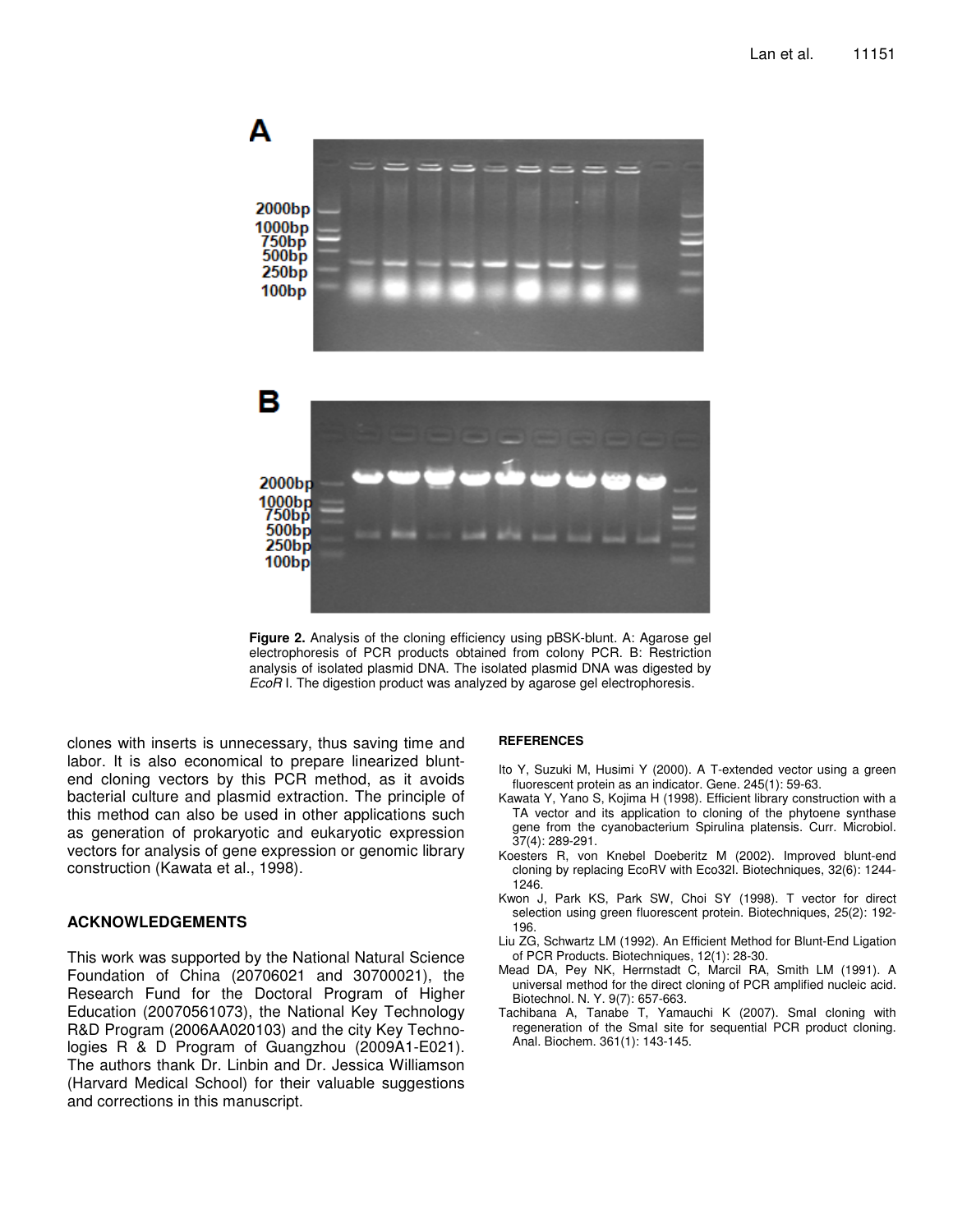A

2000bp
1000bp
750bp
500bp
250bp
100bp

B

2000bp
1000bp
750bp
500bp
250bp
100bp

**Figure 2.** Analysis of the cloning efficiency using pBSK-blunt. A: Agarose gel electrophoresis of PCR products obtained from colony PCR. B: Restriction analysis of isolated plasmid DNA. The isolated plasmid DNA was digested by *EcoR* I. The digestion product was analyzed by agarose gel electrophoresis.

clones with inserts is unnecessary, thus saving time and labor. It is also economical to prepare linearized blunt-end cloning vectors by this PCR method, as it avoids bacterial culture and plasmid extraction. The principle of this method can also be used in other applications such as generation of prokaryotic and eukaryotic expression vectors for analysis of gene expression or genomic library construction (Kawata et al., 1998).

## ACKNOWLEDGEMENTS

This work was supported by the National Natural Science Foundation of China (20706021 and 30700021), the Research Fund for the Doctoral Program of Higher Education (20070561073), the National Key Technology R&D Program (2006AA020103) and the city Key Technologies R & D Program of Guangzhou (2009A1-E021). The authors thank Dr. Linbin and Dr. Jessica Williamson (Harvard Medical School) for their valuable suggestions and corrections in this manuscript.

## REFERENCES

Ito Y, Suzuki M, Husimi Y (2000). A T-extended vector using a green fluorescent protein as an indicator. Gene. 245(1): 59-63.

Kawata Y, Yano S, Kojima H (1998). Efficient library construction with a TA vector and its application to cloning of the phytoene synthase gene from the cyanobacterium Spirulina platensis. Curr. Microbiol. 37(4): 289-291.

Koesters R, von Knebel Doeberitz M (2002). Improved blunt-end cloning by replacing EcoRV with Eco32I. Biotechniques, 32(6): 1244-1246.

Kwon J, Park KS, Park SW, Choi SY (1998). T vector for direct selection using green fluorescent protein. Biotechniques, 25(2): 192-196.

Liu ZG, Schwartz LM (1992). An Efficient Method for Blunt-End Ligation of PCR Products. Biotechniques, 12(1): 28-30.

Mead DA, Pey NK, Herrnstadt C, Marcil RA, Smith LM (1991). A universal method for the direct cloning of PCR amplified nucleic acid. Biotechnol. N. Y. 9(7): 657-663.

Tachibana A, Tanabe T, Yamauchi K (2007). SmaI cloning with regeneration of the SmaI site for sequential PCR product cloning. Anal. Biochem. 361(1): 143-145.